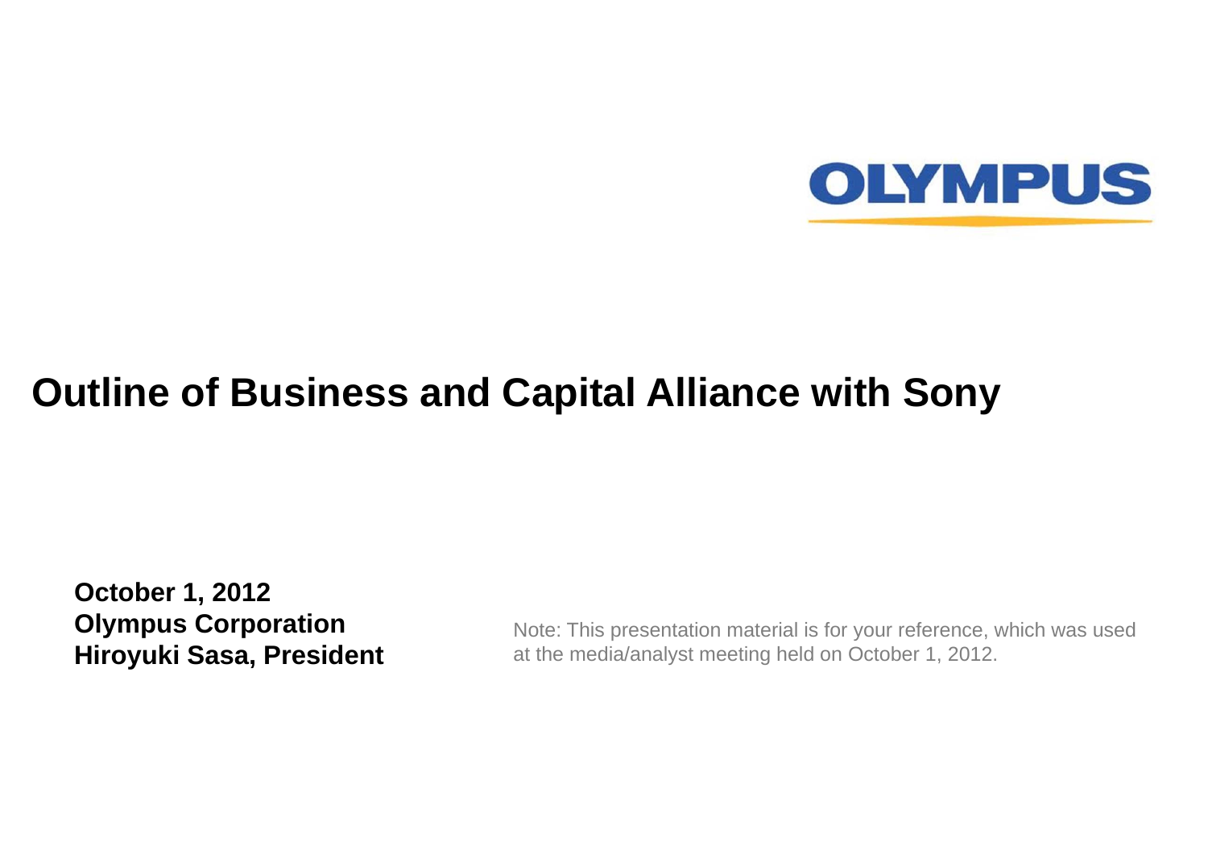OLYMPUS

# Outline of Business and Capital Alliance with Sony

**October 1, 2012**
**Olympus Corporation**
**Hiroyuki Sasa, President**

Note: This presentation material is for your reference, which was used at the media/analyst meeting held on October 1, 2012.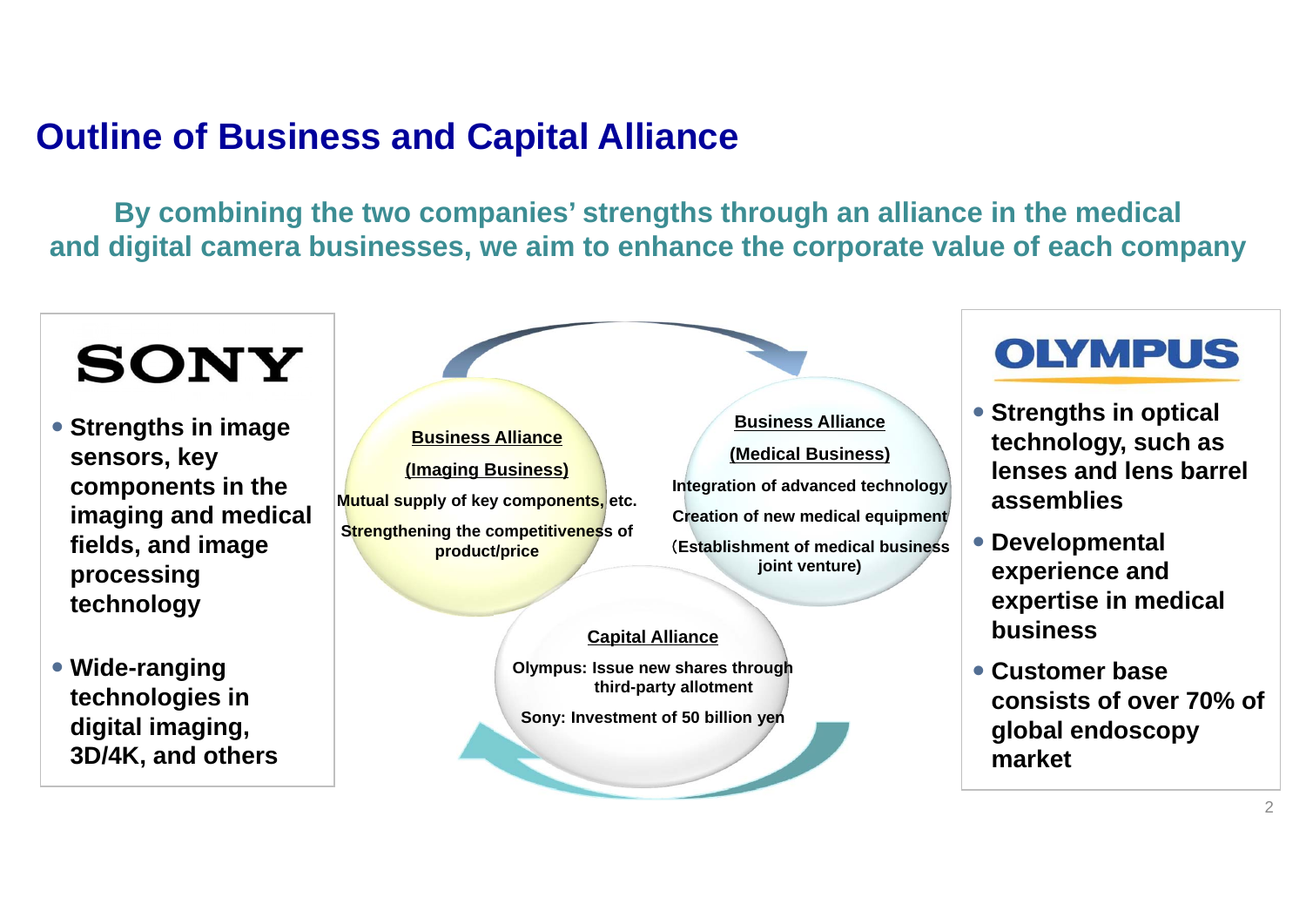# Outline of Business and Capital Alliance

**By combining the two companies' strengths through an alliance in the medical and digital camera businesses, we aim to enhance the corporate value of each company**

## SONY

- **Strengths in image sensors, key components in the imaging and medical fields, and image processing technology**
- **Wide-ranging technologies in digital imaging, 3D/4K, and others**

### Business Alliance (Imaging Business)

Mutual supply of key components, etc.

Strengthening the competitiveness of product/price

### Business Alliance (Medical Business)

Integration of advanced technology

Creation of new medical equipment

（Establishment of medical business joint venture)

### Capital Alliance

Olympus: Issue new shares through third-party allotment

Sony: Investment of 50 billion yen

## OLYMPUS

- **Strengths in optical technology, such as lenses and lens barrel assemblies**
- **Developmental experience and expertise in medical business**
- **Customer base consists of over 70% of global endoscopy market**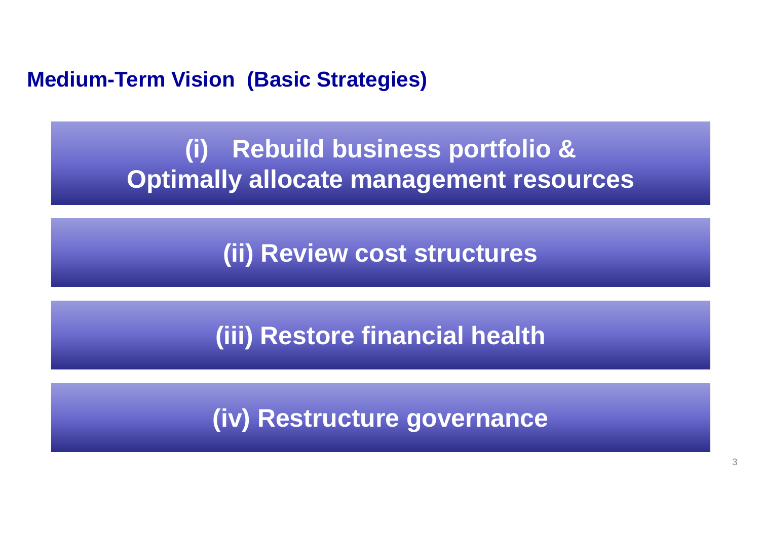## Medium-Term Vision (Basic Strategies)

**(i) Rebuild business portfolio & Optimally allocate management resources**

**(ii) Review cost structures**

**(iii) Restore financial health**

**(iv) Restructure governance**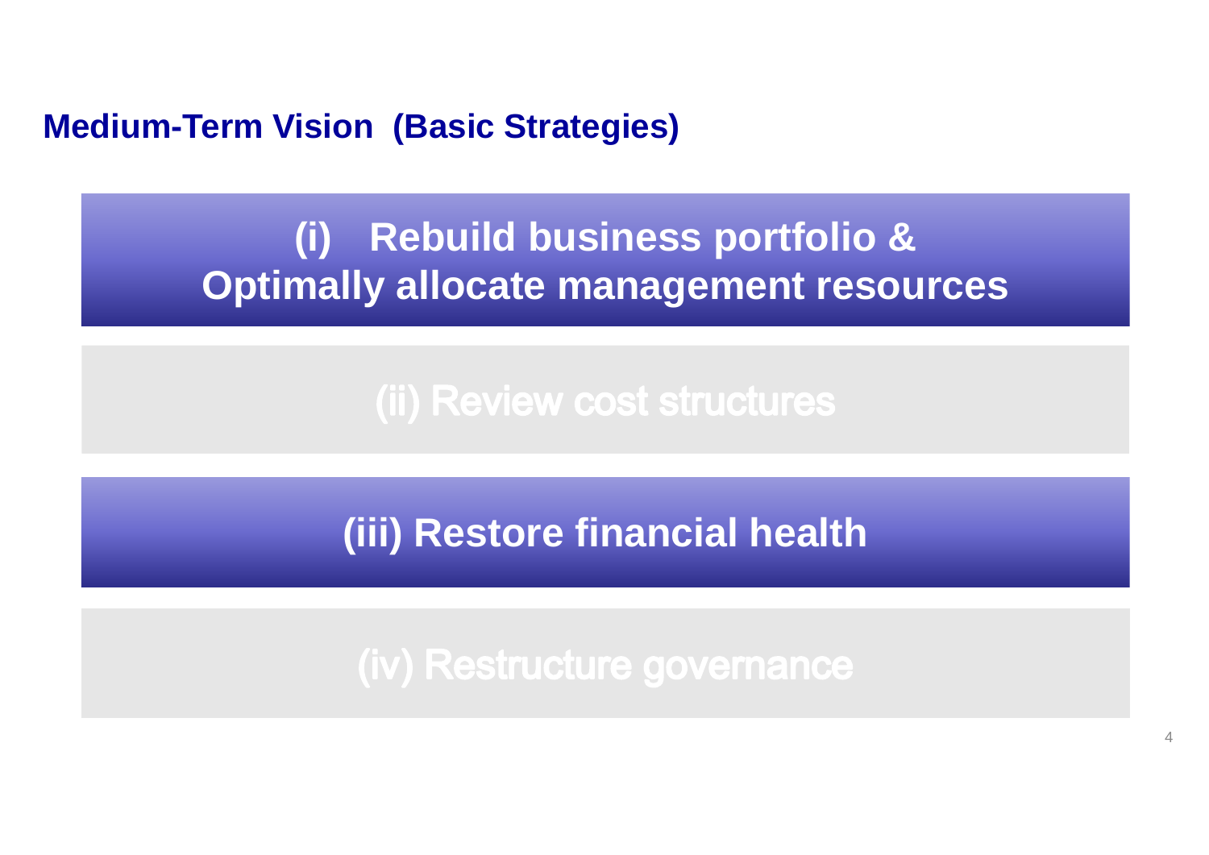## Medium-Term Vision (Basic Strategies)

**(i) Rebuild business portfolio & Optimally allocate management resources**

(ii) Review cost structures

**(iii) Restore financial health**

(iv) Restructure governance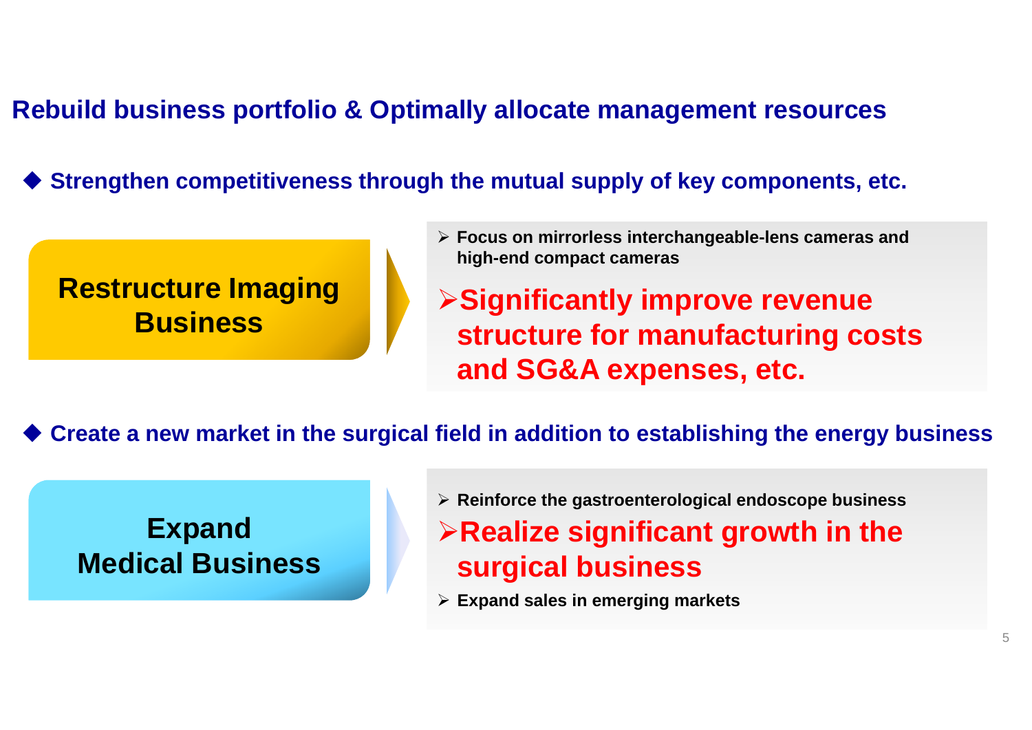## Rebuild business portfolio & Optimally allocate management resources

### ◆ Strengthen competitiveness through the mutual supply of key components, etc.

**Restructure Imaging Business**

- **Focus on mirrorless interchangeable-lens cameras and high-end compact cameras**
- **Significantly improve revenue structure for manufacturing costs and SG&A expenses, etc.**

### ◆ Create a new market in the surgical field in addition to establishing the energy business

**Expand Medical Business**

- **Reinforce the gastroenterological endoscope business**
- **Realize significant growth in the surgical business**
- **Expand sales in emerging markets**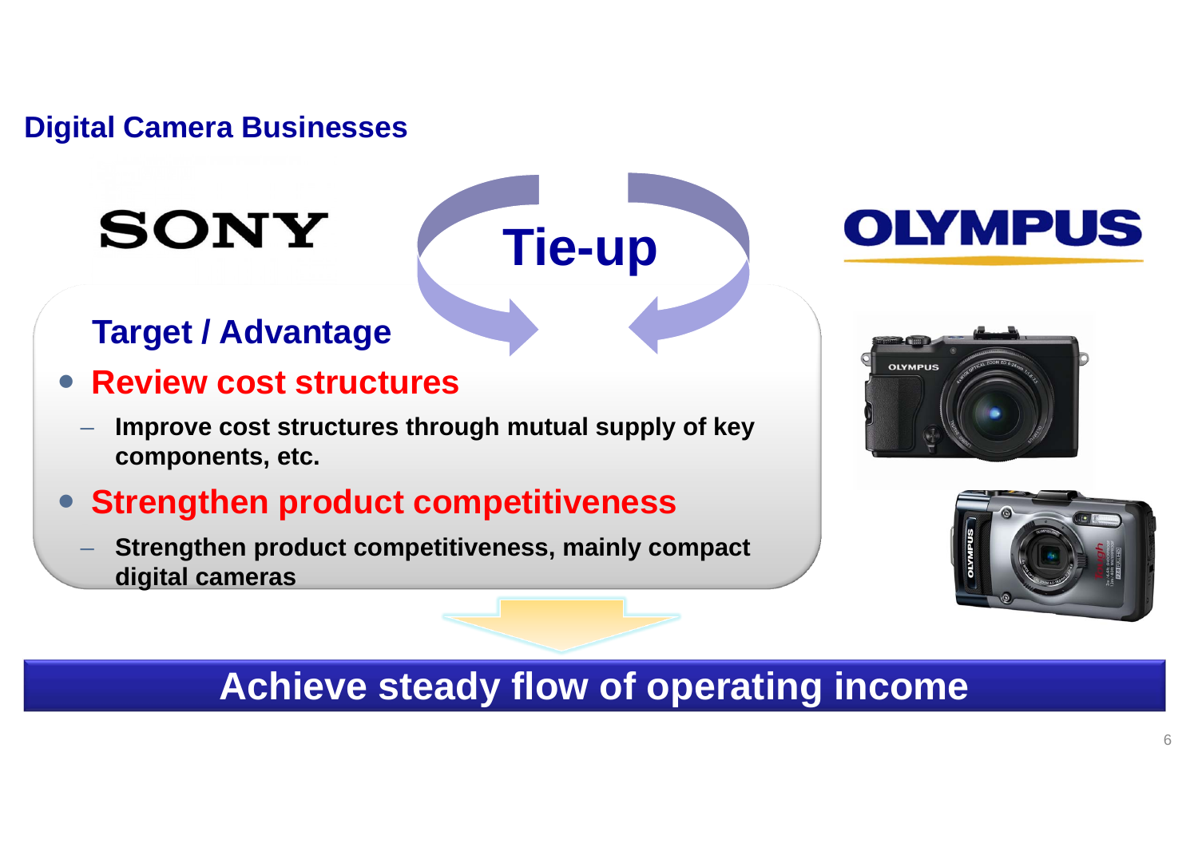## Digital Camera Businesses

SONY

Tie-up

OLYMPUS

### Target / Advantage

- **Review cost structures**
  - Improve cost structures through mutual supply of key components, etc.
- **Strengthen product competitiveness**
  - Strengthen product competitiveness, mainly compact digital cameras

**Achieve steady flow of operating income**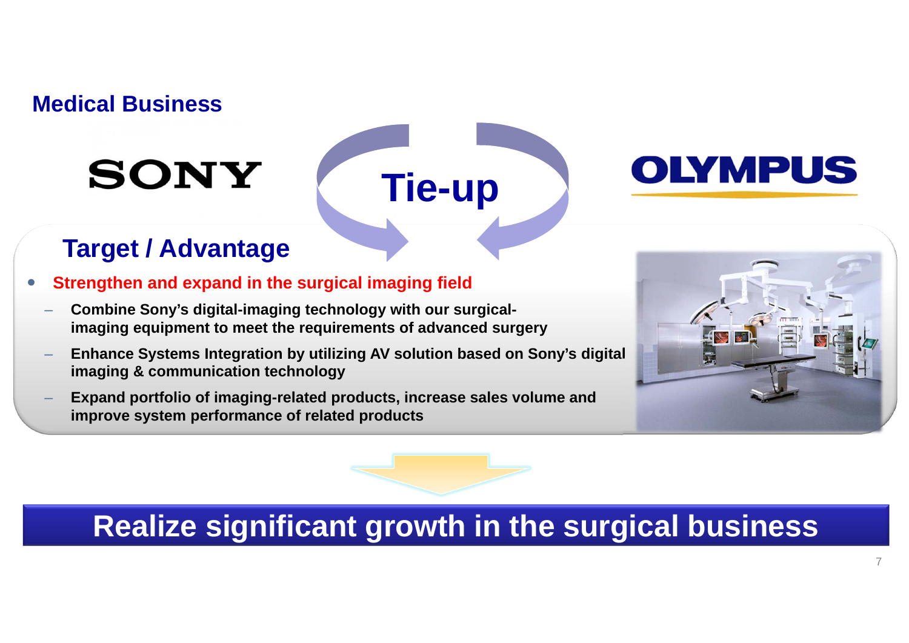## Medical Business

SONY — Tie-up — OLYMPUS

### Target / Advantage

- **Strengthen and expand in the surgical imaging field**
  - **Combine Sony's digital-imaging technology with our surgical-imaging equipment to meet the requirements of advanced surgery**
  - **Enhance Systems Integration by utilizing AV solution based on Sony's digital imaging & communication technology**
  - **Expand portfolio of imaging-related products, increase sales volume and improve system performance of related products**

**Realize significant growth in the surgical business**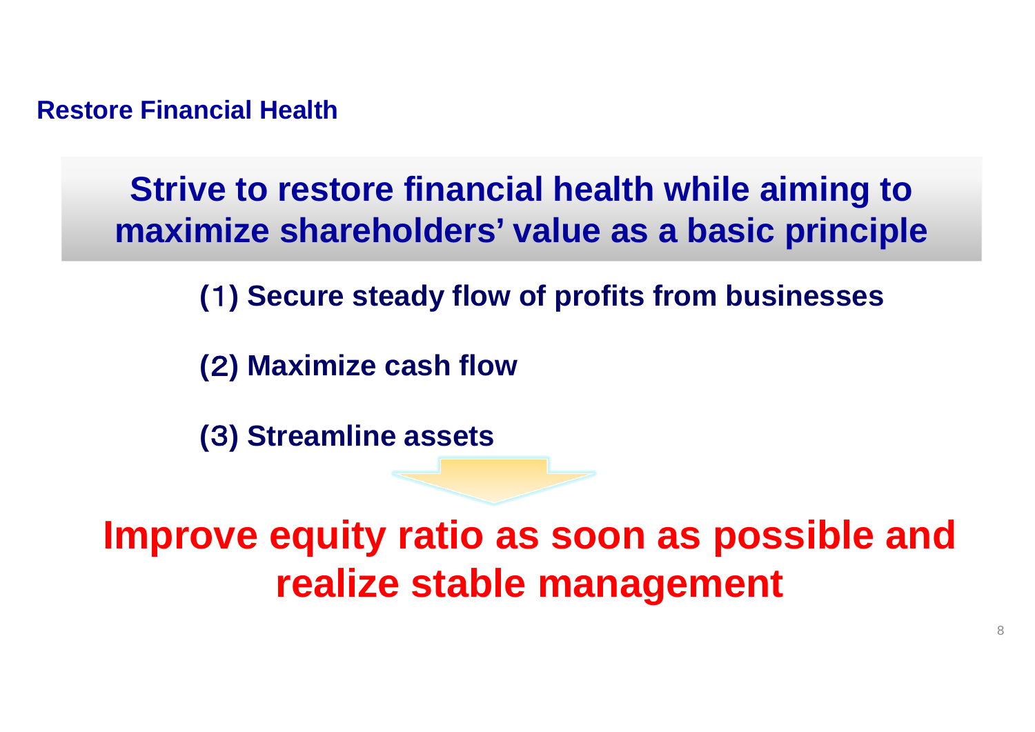## Restore Financial Health

**Strive to restore financial health while aiming to maximize shareholders' value as a basic principle**

**(1) Secure steady flow of profits from businesses**

**(2) Maximize cash flow**

**(3) Streamline assets**

**Improve equity ratio as soon as possible and realize stable management**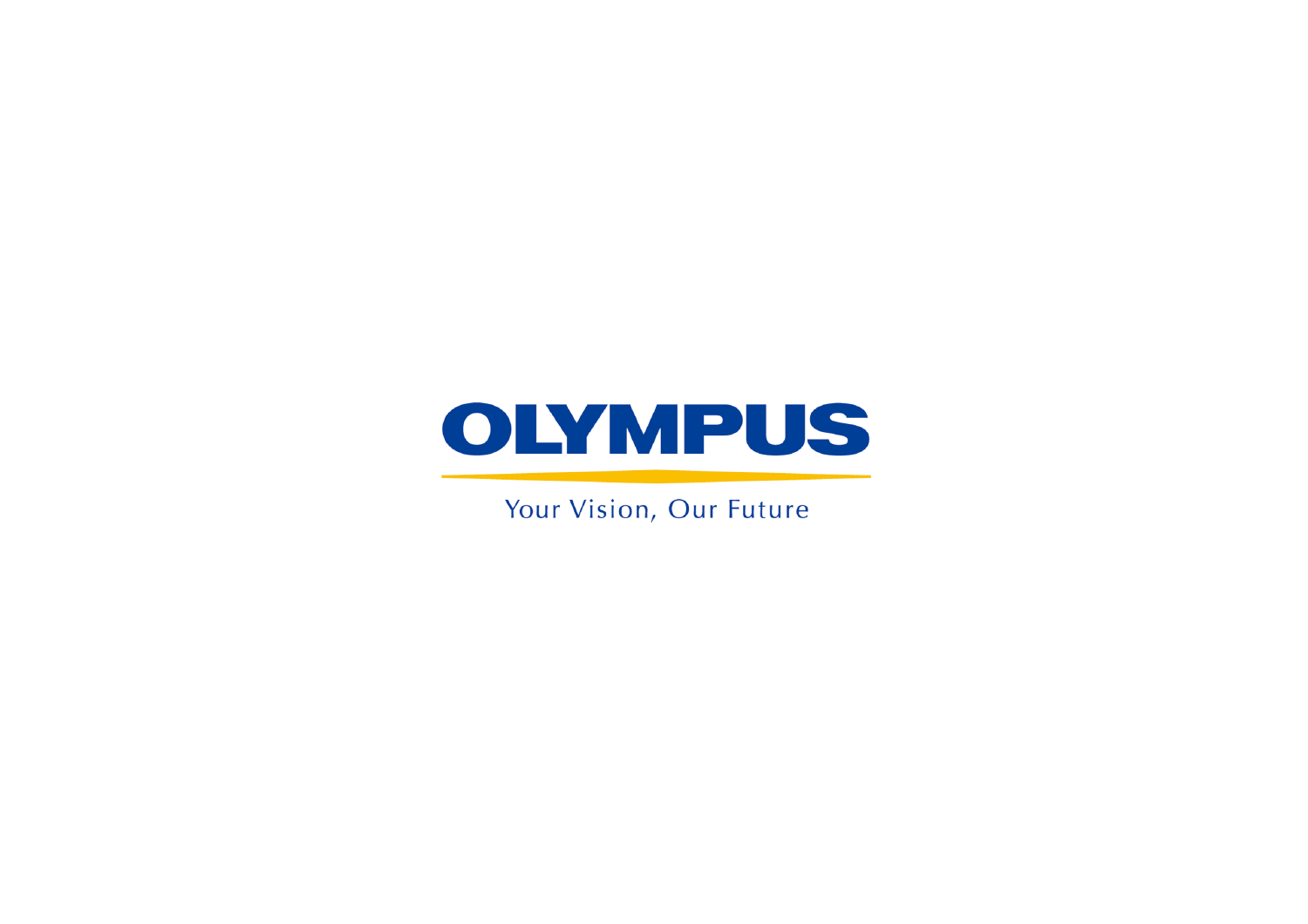OLYMPUS

Your Vision, Our Future